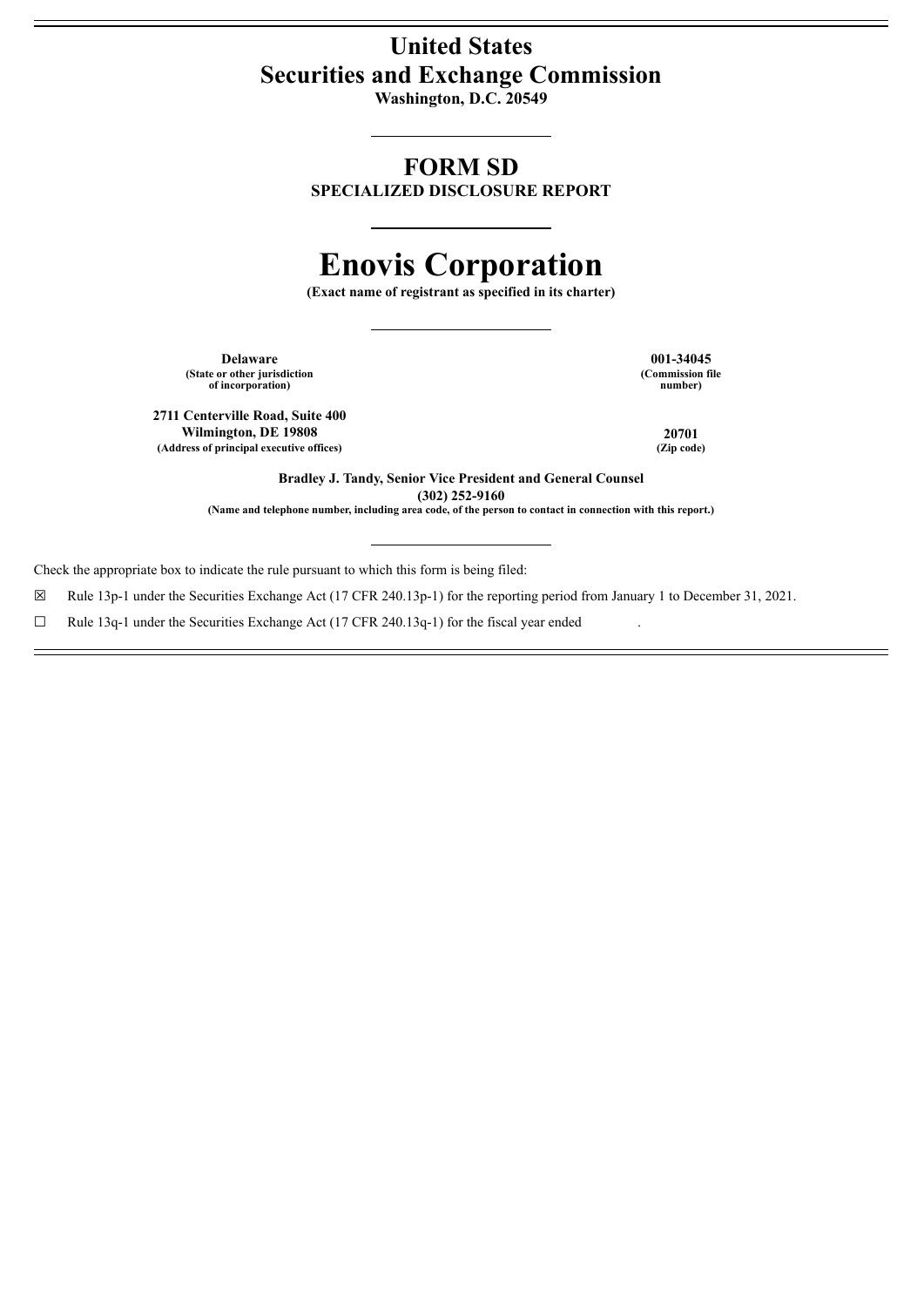# United States
# Securities and Exchange Commission

**Washington, D.C. 20549**

---

## FORM SD
**SPECIALIZED DISCLOSURE REPORT**

---

# Enovis Corporation

**(Exact name of registrant as specified in its charter)**

---

| | |
|---|---|
| **Delaware**<br>**(State or other jurisdiction of incorporation)** | **001-34045**<br>**(Commission file number)** |
| **2711 Centerville Road, Suite 400**<br>**Wilmington, DE 19808**<br>**(Address of principal executive offices)** | **20701**<br>**(Zip code)** |

**Bradley J. Tandy, Senior Vice President and General Counsel**
**(302) 252-9160**
**(Name and telephone number, including area code, of the person to contact in connection with this report.)**

---

Check the appropriate box to indicate the rule pursuant to which this form is being filed:

☒ Rule 13p-1 under the Securities Exchange Act (17 CFR 240.13p-1) for the reporting period from January 1 to December 31, 2021.

☐ Rule 13q-1 under the Securities Exchange Act (17 CFR 240.13q-1) for the fiscal year ended .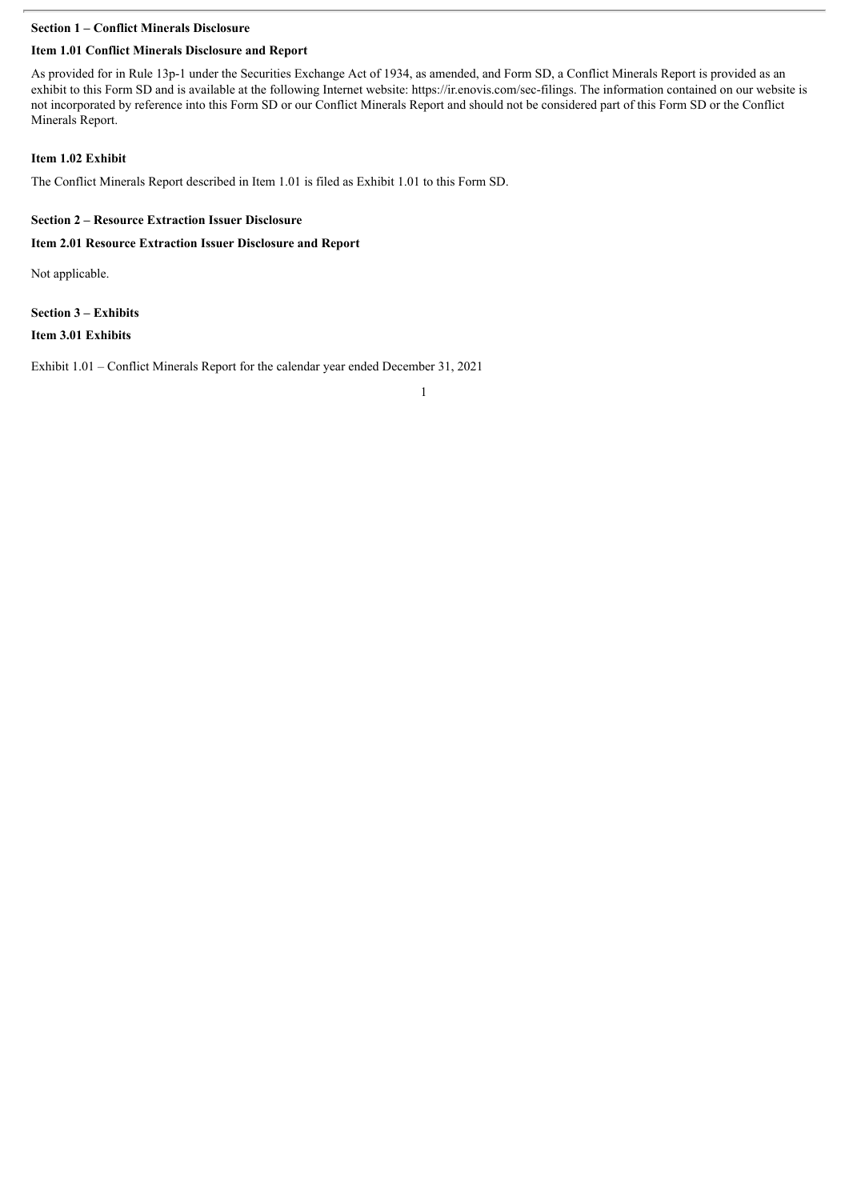**Section 1 – Conflict Minerals Disclosure**

**Item 1.01 Conflict Minerals Disclosure and Report**

As provided for in Rule 13p-1 under the Securities Exchange Act of 1934, as amended, and Form SD, a Conflict Minerals Report is provided as an exhibit to this Form SD and is available at the following Internet website: https://ir.enovis.com/sec-filings. The information contained on our website is not incorporated by reference into this Form SD or our Conflict Minerals Report and should not be considered part of this Form SD or the Conflict Minerals Report.

**Item 1.02 Exhibit**

The Conflict Minerals Report described in Item 1.01 is filed as Exhibit 1.01 to this Form SD.

**Section 2 – Resource Extraction Issuer Disclosure**

**Item 2.01 Resource Extraction Issuer Disclosure and Report**

Not applicable.

**Section 3 – Exhibits**

**Item 3.01 Exhibits**

Exhibit 1.01 – Conflict Minerals Report for the calendar year ended December 31, 2021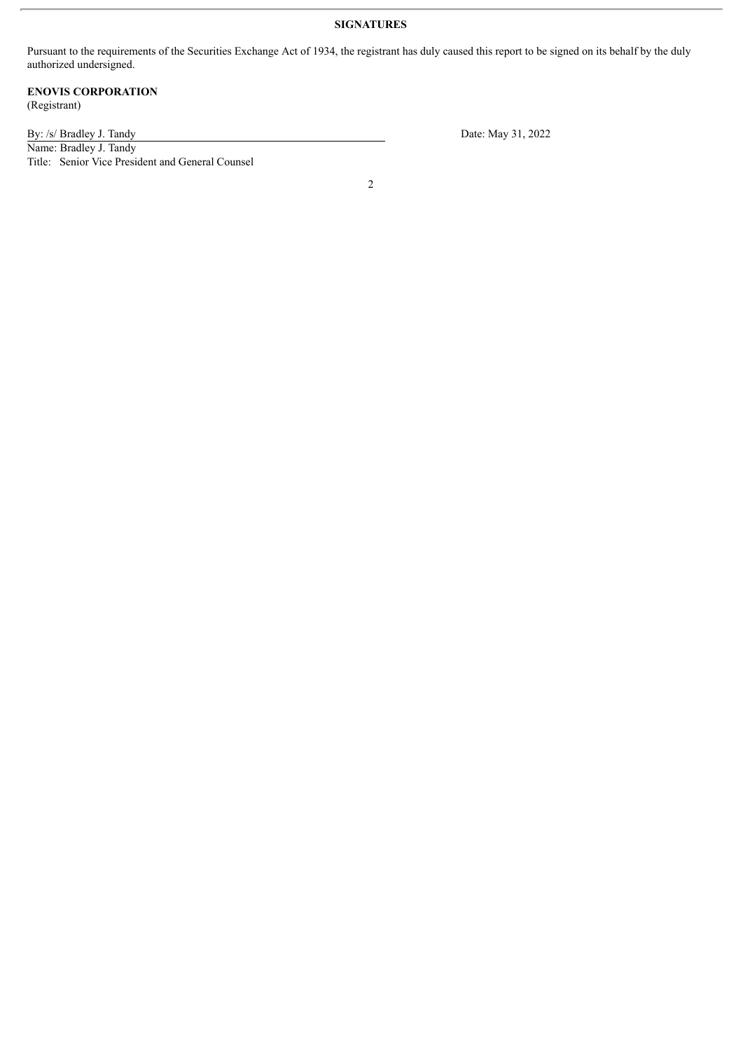**SIGNATURES**

Pursuant to the requirements of the Securities Exchange Act of 1934, the registrant has duly caused this report to be signed on its behalf by the duly authorized undersigned.

**ENOVIS CORPORATION**
(Registrant)

By: /s/ Bradley J. Tandy

Name: Bradley J. Tandy

Title: Senior Vice President and General Counsel

Date: May 31, 2022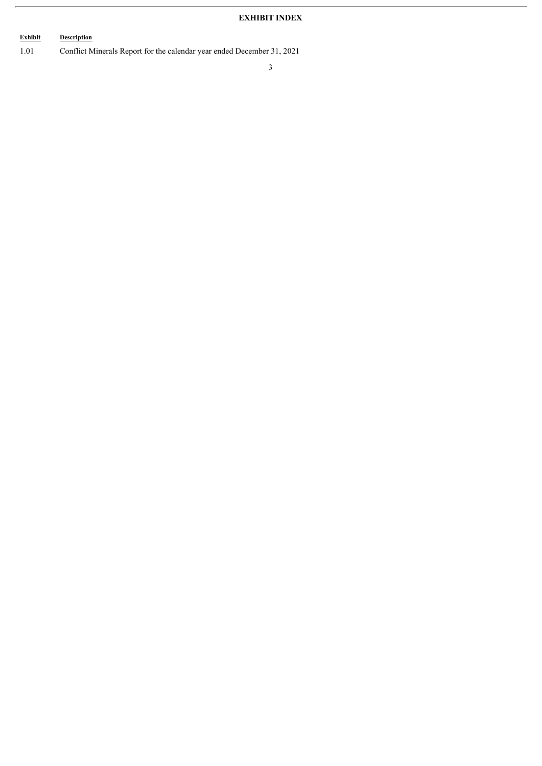**EXHIBIT INDEX**

| Exhibit | Description |
| --- | --- |
| 1.01 | Conflict Minerals Report for the calendar year ended December 31, 2021 |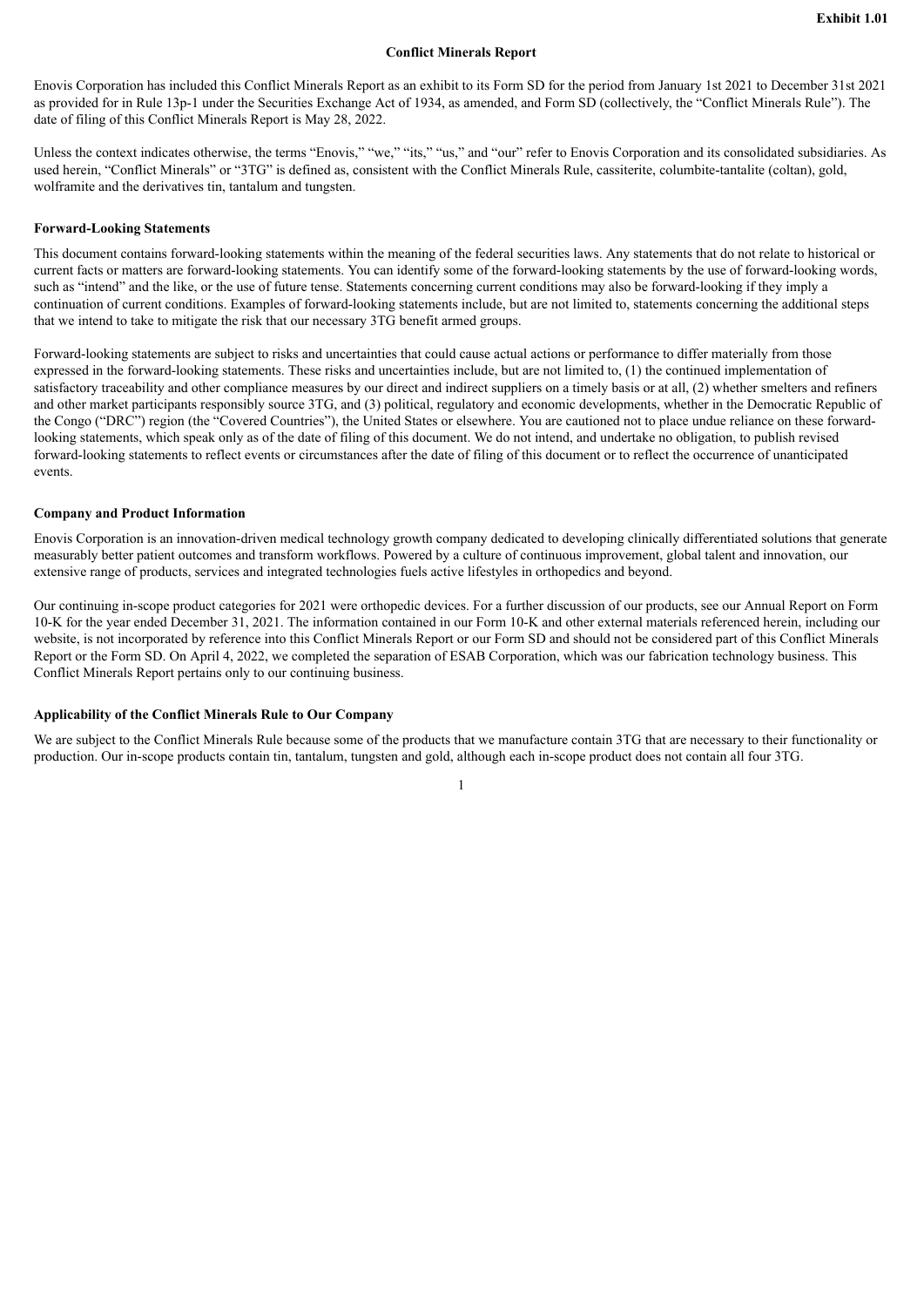**Exhibit 1.01**

# Conflict Minerals Report

Enovis Corporation has included this Conflict Minerals Report as an exhibit to its Form SD for the period from January 1st 2021 to December 31st 2021 as provided for in Rule 13p-1 under the Securities Exchange Act of 1934, as amended, and Form SD (collectively, the "Conflict Minerals Rule"). The date of filing of this Conflict Minerals Report is May 28, 2022.

Unless the context indicates otherwise, the terms "Enovis," "we," "its," "us," and "our" refer to Enovis Corporation and its consolidated subsidiaries. As used herein, "Conflict Minerals" or "3TG" is defined as, consistent with the Conflict Minerals Rule, cassiterite, columbite-tantalite (coltan), gold, wolframite and the derivatives tin, tantalum and tungsten.

## Forward-Looking Statements

This document contains forward-looking statements within the meaning of the federal securities laws. Any statements that do not relate to historical or current facts or matters are forward-looking statements. You can identify some of the forward-looking statements by the use of forward-looking words, such as "intend" and the like, or the use of future tense. Statements concerning current conditions may also be forward-looking if they imply a continuation of current conditions. Examples of forward-looking statements include, but are not limited to, statements concerning the additional steps that we intend to take to mitigate the risk that our necessary 3TG benefit armed groups.

Forward-looking statements are subject to risks and uncertainties that could cause actual actions or performance to differ materially from those expressed in the forward-looking statements. These risks and uncertainties include, but are not limited to, (1) the continued implementation of satisfactory traceability and other compliance measures by our direct and indirect suppliers on a timely basis or at all, (2) whether smelters and refiners and other market participants responsibly source 3TG, and (3) political, regulatory and economic developments, whether in the Democratic Republic of the Congo ("DRC") region (the "Covered Countries"), the United States or elsewhere. You are cautioned not to place undue reliance on these forward-looking statements, which speak only as of the date of filing of this document. We do not intend, and undertake no obligation, to publish revised forward-looking statements to reflect events or circumstances after the date of filing of this document or to reflect the occurrence of unanticipated events.

## Company and Product Information

Enovis Corporation is an innovation-driven medical technology growth company dedicated to developing clinically differentiated solutions that generate measurably better patient outcomes and transform workflows. Powered by a culture of continuous improvement, global talent and innovation, our extensive range of products, services and integrated technologies fuels active lifestyles in orthopedics and beyond.

Our continuing in-scope product categories for 2021 were orthopedic devices. For a further discussion of our products, see our Annual Report on Form 10-K for the year ended December 31, 2021. The information contained in our Form 10-K and other external materials referenced herein, including our website, is not incorporated by reference into this Conflict Minerals Report or our Form SD and should not be considered part of this Conflict Minerals Report or the Form SD. On April 4, 2022, we completed the separation of ESAB Corporation, which was our fabrication technology business. This Conflict Minerals Report pertains only to our continuing business.

## Applicability of the Conflict Minerals Rule to Our Company

We are subject to the Conflict Minerals Rule because some of the products that we manufacture contain 3TG that are necessary to their functionality or production. Our in-scope products contain tin, tantalum, tungsten and gold, although each in-scope product does not contain all four 3TG.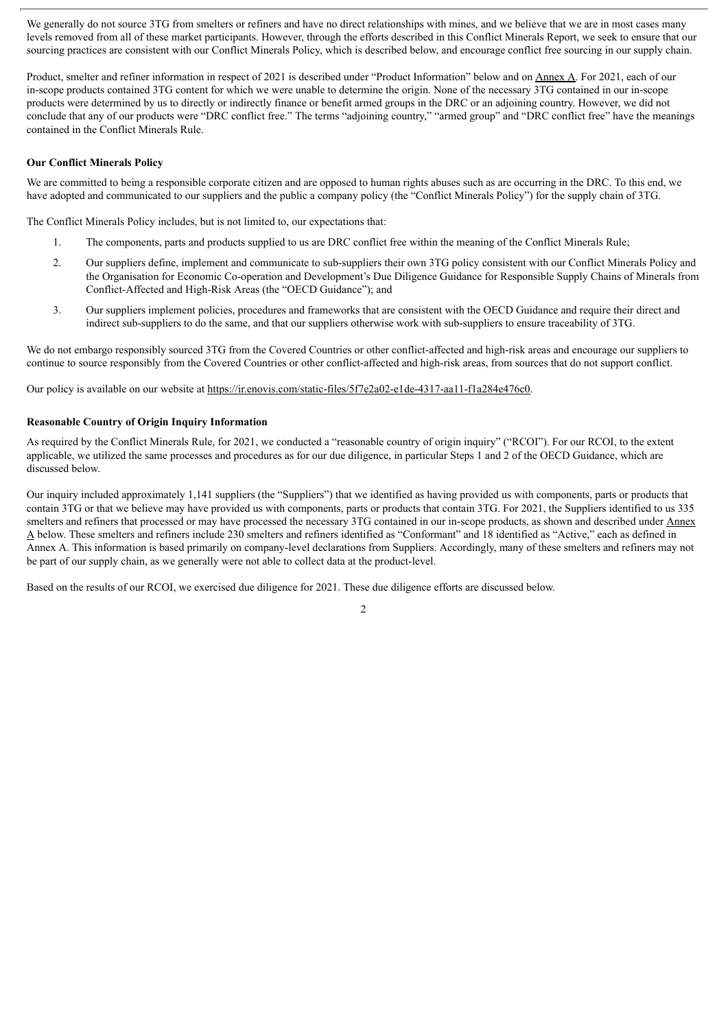We generally do not source 3TG from smelters or refiners and have no direct relationships with mines, and we believe that we are in most cases many levels removed from all of these market participants. However, through the efforts described in this Conflict Minerals Report, we seek to ensure that our sourcing practices are consistent with our Conflict Minerals Policy, which is described below, and encourage conflict free sourcing in our supply chain.

Product, smelter and refiner information in respect of 2021 is described under "Product Information" below and on Annex A. For 2021, each of our in-scope products contained 3TG content for which we were unable to determine the origin. None of the necessary 3TG contained in our in-scope products were determined by us to directly or indirectly finance or benefit armed groups in the DRC or an adjoining country. However, we did not conclude that any of our products were "DRC conflict free." The terms "adjoining country," "armed group" and "DRC conflict free" have the meanings contained in the Conflict Minerals Rule.

**Our Conflict Minerals Policy**

We are committed to being a responsible corporate citizen and are opposed to human rights abuses such as are occurring in the DRC. To this end, we have adopted and communicated to our suppliers and the public a company policy (the "Conflict Minerals Policy") for the supply chain of 3TG.

The Conflict Minerals Policy includes, but is not limited to, our expectations that:

1. The components, parts and products supplied to us are DRC conflict free within the meaning of the Conflict Minerals Rule;
2. Our suppliers define, implement and communicate to sub-suppliers their own 3TG policy consistent with our Conflict Minerals Policy and the Organisation for Economic Co-operation and Development's Due Diligence Guidance for Responsible Supply Chains of Minerals from Conflict-Affected and High-Risk Areas (the "OECD Guidance"); and
3. Our suppliers implement policies, procedures and frameworks that are consistent with the OECD Guidance and require their direct and indirect sub-suppliers to do the same, and that our suppliers otherwise work with sub-suppliers to ensure traceability of 3TG.

We do not embargo responsibly sourced 3TG from the Covered Countries or other conflict-affected and high-risk areas and encourage our suppliers to continue to source responsibly from the Covered Countries or other conflict-affected and high-risk areas, from sources that do not support conflict.

Our policy is available on our website at https://ir.enovis.com/static-files/5f7e2a02-e1de-4317-aa11-f1a284e476c0.

**Reasonable Country of Origin Inquiry Information**

As required by the Conflict Minerals Rule, for 2021, we conducted a "reasonable country of origin inquiry" ("RCOI"). For our RCOI, to the extent applicable, we utilized the same processes and procedures as for our due diligence, in particular Steps 1 and 2 of the OECD Guidance, which are discussed below.

Our inquiry included approximately 1,141 suppliers (the "Suppliers") that we identified as having provided us with components, parts or products that contain 3TG or that we believe may have provided us with components, parts or products that contain 3TG. For 2021, the Suppliers identified to us 335 smelters and refiners that processed or may have processed the necessary 3TG contained in our in-scope products, as shown and described under Annex A below. These smelters and refiners include 230 smelters and refiners identified as "Conformant" and 18 identified as "Active," each as defined in Annex A. This information is based primarily on company-level declarations from Suppliers. Accordingly, many of these smelters and refiners may not be part of our supply chain, as we generally were not able to collect data at the product-level.

Based on the results of our RCOI, we exercised due diligence for 2021. These due diligence efforts are discussed below.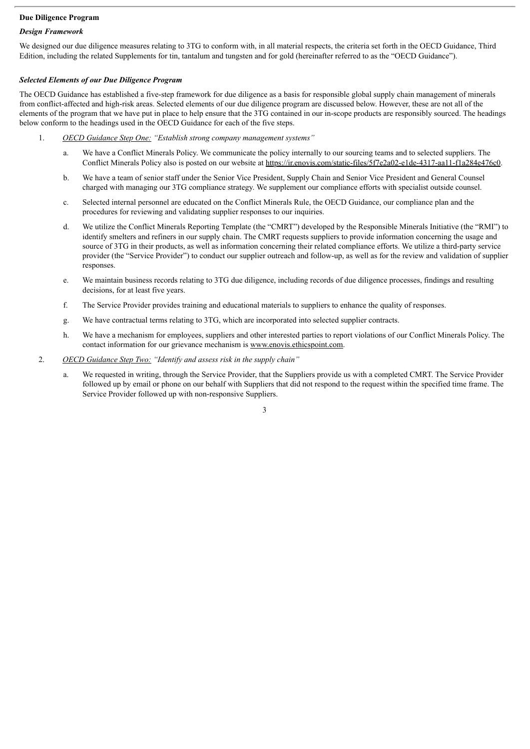**Due Diligence Program**

***Design Framework***

We designed our due diligence measures relating to 3TG to conform with, in all material respects, the criteria set forth in the OECD Guidance, Third Edition, including the related Supplements for tin, tantalum and tungsten and for gold (hereinafter referred to as the "OECD Guidance").

***Selected Elements of our Due Diligence Program***

The OECD Guidance has established a five-step framework for due diligence as a basis for responsible global supply chain management of minerals from conflict-affected and high-risk areas. Selected elements of our due diligence program are discussed below. However, these are not all of the elements of the program that we have put in place to help ensure that the 3TG contained in our in-scope products are responsibly sourced. The headings below conform to the headings used in the OECD Guidance for each of the five steps.

1. *OECD Guidance Step One: "Establish strong company management systems"*

   a. We have a Conflict Minerals Policy. We communicate the policy internally to our sourcing teams and to selected suppliers. The Conflict Minerals Policy also is posted on our website at https://ir.enovis.com/static-files/5f7e2a02-e1de-4317-aa11-f1a284e476c0.

   b. We have a team of senior staff under the Senior Vice President, Supply Chain and Senior Vice President and General Counsel charged with managing our 3TG compliance strategy. We supplement our compliance efforts with specialist outside counsel.

   c. Selected internal personnel are educated on the Conflict Minerals Rule, the OECD Guidance, our compliance plan and the procedures for reviewing and validating supplier responses to our inquiries.

   d. We utilize the Conflict Minerals Reporting Template (the "CMRT") developed by the Responsible Minerals Initiative (the "RMI") to identify smelters and refiners in our supply chain. The CMRT requests suppliers to provide information concerning the usage and source of 3TG in their products, as well as information concerning their related compliance efforts. We utilize a third-party service provider (the "Service Provider") to conduct our supplier outreach and follow-up, as well as for the review and validation of supplier responses.

   e. We maintain business records relating to 3TG due diligence, including records of due diligence processes, findings and resulting decisions, for at least five years.

   f. The Service Provider provides training and educational materials to suppliers to enhance the quality of responses.

   g. We have contractual terms relating to 3TG, which are incorporated into selected supplier contracts.

   h. We have a mechanism for employees, suppliers and other interested parties to report violations of our Conflict Minerals Policy. The contact information for our grievance mechanism is www.enovis.ethicspoint.com.

2. *OECD Guidance Step Two: "Identify and assess risk in the supply chain"*

   a. We requested in writing, through the Service Provider, that the Suppliers provide us with a completed CMRT. The Service Provider followed up by email or phone on our behalf with Suppliers that did not respond to the request within the specified time frame. The Service Provider followed up with non-responsive Suppliers.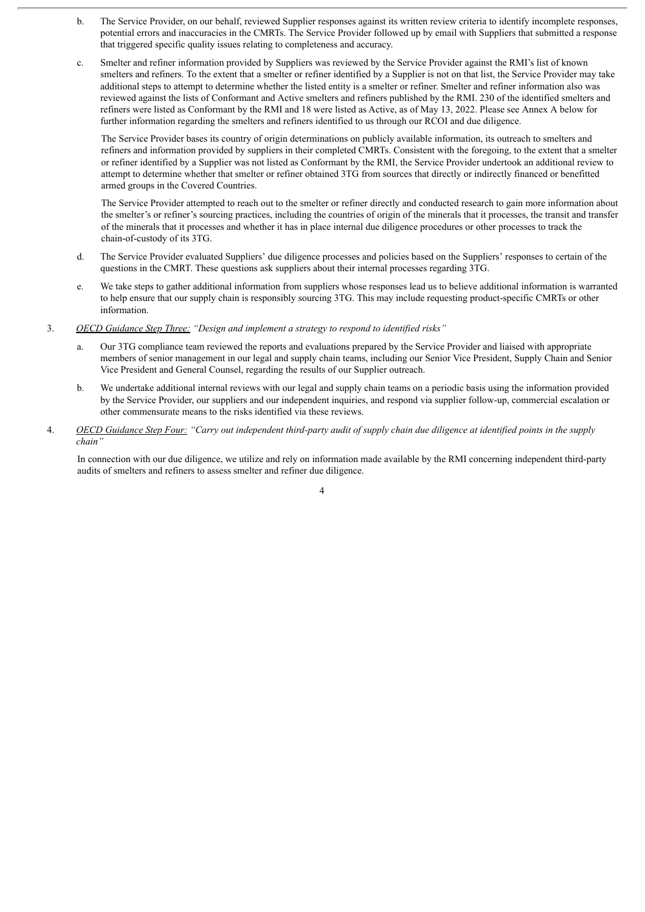b. The Service Provider, on our behalf, reviewed Supplier responses against its written review criteria to identify incomplete responses, potential errors and inaccuracies in the CMRTs. The Service Provider followed up by email with Suppliers that submitted a response that triggered specific quality issues relating to completeness and accuracy.

c. Smelter and refiner information provided by Suppliers was reviewed by the Service Provider against the RMI's list of known smelters and refiners. To the extent that a smelter or refiner identified by a Supplier is not on that list, the Service Provider may take additional steps to attempt to determine whether the listed entity is a smelter or refiner. Smelter and refiner information also was reviewed against the lists of Conformant and Active smelters and refiners published by the RMI. 230 of the identified smelters and refiners were listed as Conformant by the RMI and 18 were listed as Active, as of May 13, 2022. Please see Annex A below for further information regarding the smelters and refiners identified to us through our RCOI and due diligence.

   The Service Provider bases its country of origin determinations on publicly available information, its outreach to smelters and refiners and information provided by suppliers in their completed CMRTs. Consistent with the foregoing, to the extent that a smelter or refiner identified by a Supplier was not listed as Conformant by the RMI, the Service Provider undertook an additional review to attempt to determine whether that smelter or refiner obtained 3TG from sources that directly or indirectly financed or benefitted armed groups in the Covered Countries.

   The Service Provider attempted to reach out to the smelter or refiner directly and conducted research to gain more information about the smelter's or refiner's sourcing practices, including the countries of origin of the minerals that it processes, the transit and transfer of the minerals that it processes and whether it has in place internal due diligence procedures or other processes to track the chain-of-custody of its 3TG.

d. The Service Provider evaluated Suppliers' due diligence processes and policies based on the Suppliers' responses to certain of the questions in the CMRT. These questions ask suppliers about their internal processes regarding 3TG.

e. We take steps to gather additional information from suppliers whose responses lead us to believe additional information is warranted to help ensure that our supply chain is responsibly sourcing 3TG. This may include requesting product-specific CMRTs or other information.

3. *OECD Guidance Step Three:* *"Design and implement a strategy to respond to identified risks"*

   a. Our 3TG compliance team reviewed the reports and evaluations prepared by the Service Provider and liaised with appropriate members of senior management in our legal and supply chain teams, including our Senior Vice President, Supply Chain and Senior Vice President and General Counsel, regarding the results of our Supplier outreach.

   b. We undertake additional internal reviews with our legal and supply chain teams on a periodic basis using the information provided by the Service Provider, our suppliers and our independent inquiries, and respond via supplier follow-up, commercial escalation or other commensurate means to the risks identified via these reviews.

4. *OECD Guidance Step Four:* *"Carry out independent third-party audit of supply chain due diligence at identified points in the supply chain"*

   In connection with our due diligence, we utilize and rely on information made available by the RMI concerning independent third-party audits of smelters and refiners to assess smelter and refiner due diligence.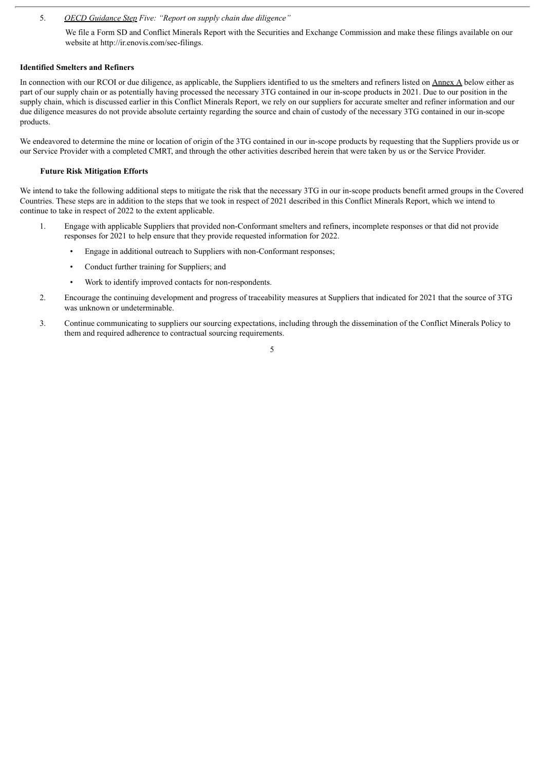5. *OECD Guidance Step Five: "Report on supply chain due diligence"*

   We file a Form SD and Conflict Minerals Report with the Securities and Exchange Commission and make these filings available on our website at http://ir.enovis.com/sec-filings.

**Identified Smelters and Refiners**

In connection with our RCOI or due diligence, as applicable, the Suppliers identified to us the smelters and refiners listed on Annex A below either as part of our supply chain or as potentially having processed the necessary 3TG contained in our in-scope products in 2021. Due to our position in the supply chain, which is discussed earlier in this Conflict Minerals Report, we rely on our suppliers for accurate smelter and refiner information and our due diligence measures do not provide absolute certainty regarding the source and chain of custody of the necessary 3TG contained in our in-scope products.

We endeavored to determine the mine or location of origin of the 3TG contained in our in-scope products by requesting that the Suppliers provide us or our Service Provider with a completed CMRT, and through the other activities described herein that were taken by us or the Service Provider.

**Future Risk Mitigation Efforts**

We intend to take the following additional steps to mitigate the risk that the necessary 3TG in our in-scope products benefit armed groups in the Covered Countries. These steps are in addition to the steps that we took in respect of 2021 described in this Conflict Minerals Report, which we intend to continue to take in respect of 2022 to the extent applicable.

1. Engage with applicable Suppliers that provided non-Conformant smelters and refiners, incomplete responses or that did not provide responses for 2021 to help ensure that they provide requested information for 2022.
   - Engage in additional outreach to Suppliers with non-Conformant responses;
   - Conduct further training for Suppliers; and
   - Work to identify improved contacts for non-respondents.
2. Encourage the continuing development and progress of traceability measures at Suppliers that indicated for 2021 that the source of 3TG was unknown or undeterminable.
3. Continue communicating to suppliers our sourcing expectations, including through the dissemination of the Conflict Minerals Policy to them and required adherence to contractual sourcing requirements.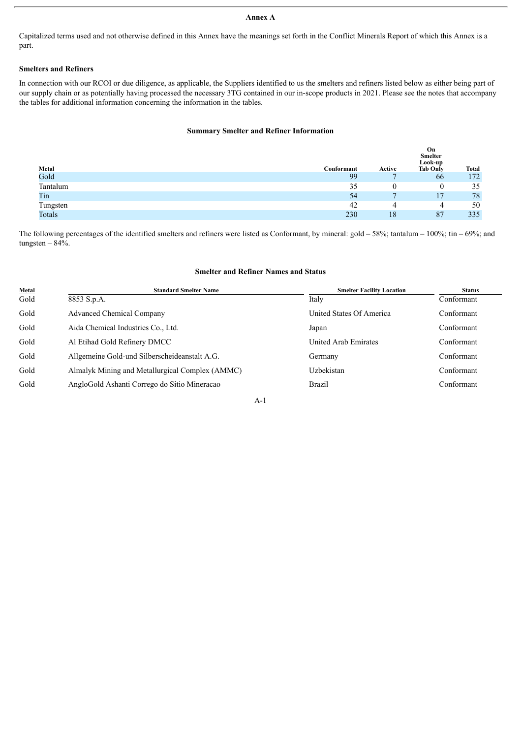# Annex A

Capitalized terms used and not otherwise defined in this Annex have the meanings set forth in the Conflict Minerals Report of which this Annex is a part.

**Smelters and Refiners**

In connection with our RCOI or due diligence, as applicable, the Suppliers identified to us the smelters and refiners listed below as either being part of our supply chain or as potentially having processed the necessary 3TG contained in our in-scope products in 2021. Please see the notes that accompany the tables for additional information concerning the information in the tables.

**Summary Smelter and Refiner Information**

| Metal | Conformant | Active | On Smelter Look-up Tab Only | Total |
|---|---|---|---|---|
| Gold | 99 | 7 | 66 | 172 |
| Tantalum | 35 | 0 | 0 | 35 |
| Tin | 54 | 7 | 17 | 78 |
| Tungsten | 42 | 4 | 4 | 50 |
| Totals | 230 | 18 | 87 | 335 |

The following percentages of the identified smelters and refiners were listed as Conformant, by mineral: gold – 58%; tantalum – 100%; tin – 69%; and tungsten – 84%.

**Smelter and Refiner Names and Status**

| Metal | Standard Smelter Name | Smelter Facility Location | Status |
|---|---|---|---|
| Gold | 8853 S.p.A. | Italy | Conformant |
| Gold | Advanced Chemical Company | United States Of America | Conformant |
| Gold | Aida Chemical Industries Co., Ltd. | Japan | Conformant |
| Gold | Al Etihad Gold Refinery DMCC | United Arab Emirates | Conformant |
| Gold | Allgemeine Gold-und Silberscheideanstalt A.G. | Germany | Conformant |
| Gold | Almalyk Mining and Metallurgical Complex (AMMC) | Uzbekistan | Conformant |
| Gold | AngloGold Ashanti Corrego do Sitio Mineracao | Brazil | Conformant |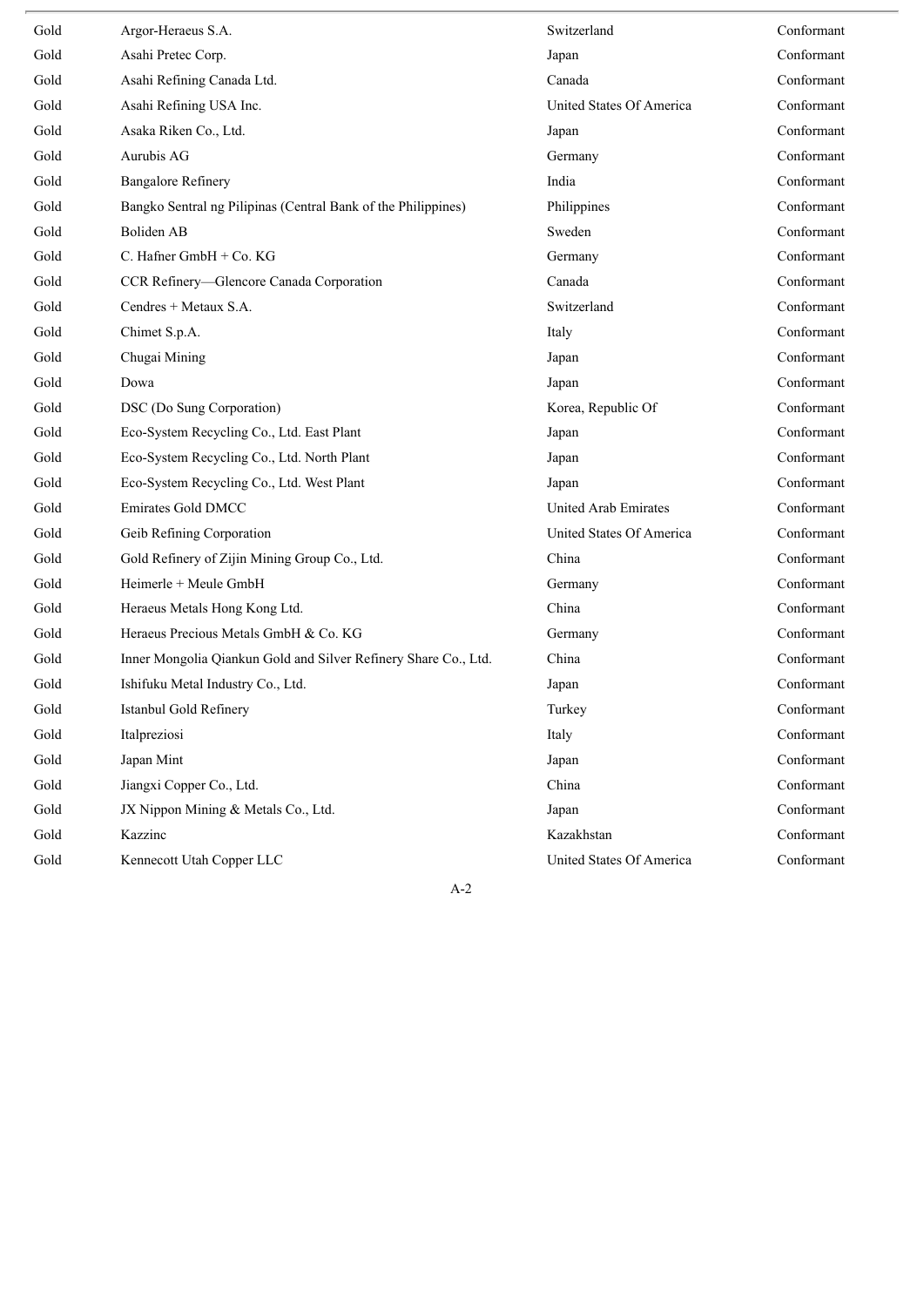| | | | |
|---|---|---|---|
| Gold | Argor-Heraeus S.A. | Switzerland | Conformant |
| Gold | Asahi Pretec Corp. | Japan | Conformant |
| Gold | Asahi Refining Canada Ltd. | Canada | Conformant |
| Gold | Asahi Refining USA Inc. | United States Of America | Conformant |
| Gold | Asaka Riken Co., Ltd. | Japan | Conformant |
| Gold | Aurubis AG | Germany | Conformant |
| Gold | Bangalore Refinery | India | Conformant |
| Gold | Bangko Sentral ng Pilipinas (Central Bank of the Philippines) | Philippines | Conformant |
| Gold | Boliden AB | Sweden | Conformant |
| Gold | C. Hafner GmbH + Co. KG | Germany | Conformant |
| Gold | CCR Refinery—Glencore Canada Corporation | Canada | Conformant |
| Gold | Cendres + Metaux S.A. | Switzerland | Conformant |
| Gold | Chimet S.p.A. | Italy | Conformant |
| Gold | Chugai Mining | Japan | Conformant |
| Gold | Dowa | Japan | Conformant |
| Gold | DSC (Do Sung Corporation) | Korea, Republic Of | Conformant |
| Gold | Eco-System Recycling Co., Ltd. East Plant | Japan | Conformant |
| Gold | Eco-System Recycling Co., Ltd. North Plant | Japan | Conformant |
| Gold | Eco-System Recycling Co., Ltd. West Plant | Japan | Conformant |
| Gold | Emirates Gold DMCC | United Arab Emirates | Conformant |
| Gold | Geib Refining Corporation | United States Of America | Conformant |
| Gold | Gold Refinery of Zijin Mining Group Co., Ltd. | China | Conformant |
| Gold | Heimerle + Meule GmbH | Germany | Conformant |
| Gold | Heraeus Metals Hong Kong Ltd. | China | Conformant |
| Gold | Heraeus Precious Metals GmbH & Co. KG | Germany | Conformant |
| Gold | Inner Mongolia Qiankun Gold and Silver Refinery Share Co., Ltd. | China | Conformant |
| Gold | Ishifuku Metal Industry Co., Ltd. | Japan | Conformant |
| Gold | Istanbul Gold Refinery | Turkey | Conformant |
| Gold | Italpreziosi | Italy | Conformant |
| Gold | Japan Mint | Japan | Conformant |
| Gold | Jiangxi Copper Co., Ltd. | China | Conformant |
| Gold | JX Nippon Mining & Metals Co., Ltd. | Japan | Conformant |
| Gold | Kazzinc | Kazakhstan | Conformant |
| Gold | Kennecott Utah Copper LLC | United States Of America | Conformant |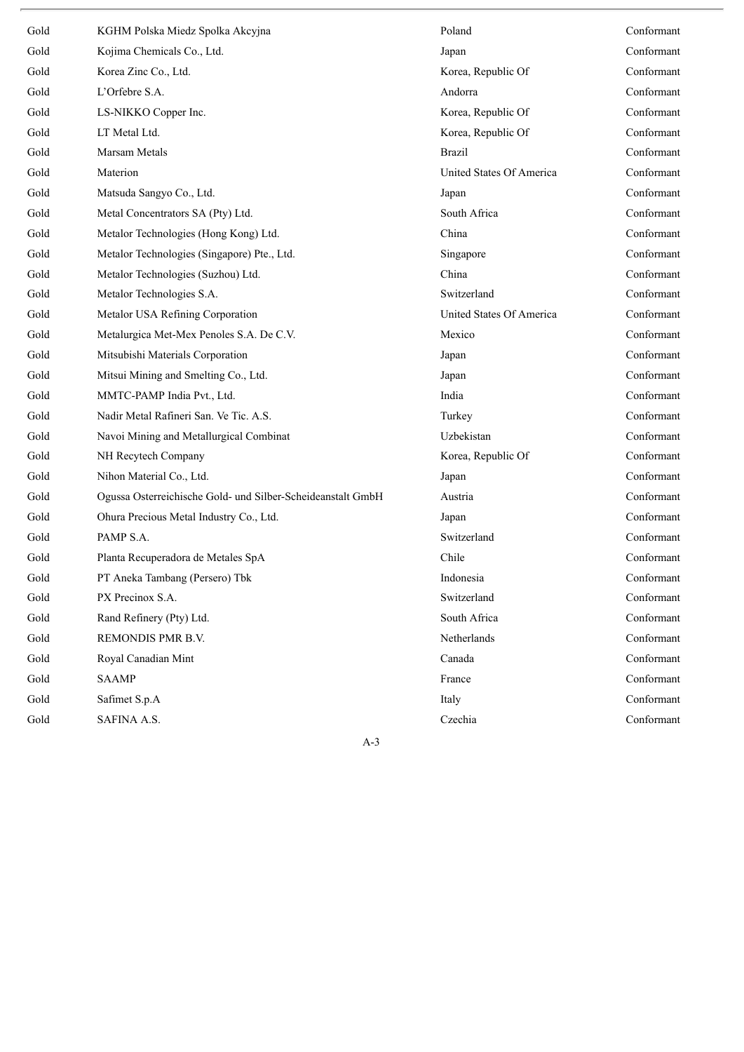| | | | |
|---|---|---|---|
| Gold | KGHM Polska Miedz Spolka Akcyjna | Poland | Conformant |
| Gold | Kojima Chemicals Co., Ltd. | Japan | Conformant |
| Gold | Korea Zinc Co., Ltd. | Korea, Republic Of | Conformant |
| Gold | L'Orfebre S.A. | Andorra | Conformant |
| Gold | LS-NIKKO Copper Inc. | Korea, Republic Of | Conformant |
| Gold | LT Metal Ltd. | Korea, Republic Of | Conformant |
| Gold | Marsam Metals | Brazil | Conformant |
| Gold | Materion | United States Of America | Conformant |
| Gold | Matsuda Sangyo Co., Ltd. | Japan | Conformant |
| Gold | Metal Concentrators SA (Pty) Ltd. | South Africa | Conformant |
| Gold | Metalor Technologies (Hong Kong) Ltd. | China | Conformant |
| Gold | Metalor Technologies (Singapore) Pte., Ltd. | Singapore | Conformant |
| Gold | Metalor Technologies (Suzhou) Ltd. | China | Conformant |
| Gold | Metalor Technologies S.A. | Switzerland | Conformant |
| Gold | Metalor USA Refining Corporation | United States Of America | Conformant |
| Gold | Metalurgica Met-Mex Penoles S.A. De C.V. | Mexico | Conformant |
| Gold | Mitsubishi Materials Corporation | Japan | Conformant |
| Gold | Mitsui Mining and Smelting Co., Ltd. | Japan | Conformant |
| Gold | MMTC-PAMP India Pvt., Ltd. | India | Conformant |
| Gold | Nadir Metal Rafineri San. Ve Tic. A.S. | Turkey | Conformant |
| Gold | Navoi Mining and Metallurgical Combinat | Uzbekistan | Conformant |
| Gold | NH Recytech Company | Korea, Republic Of | Conformant |
| Gold | Nihon Material Co., Ltd. | Japan | Conformant |
| Gold | Ogussa Osterreichische Gold- und Silber-Scheideanstalt GmbH | Austria | Conformant |
| Gold | Ohura Precious Metal Industry Co., Ltd. | Japan | Conformant |
| Gold | PAMP S.A. | Switzerland | Conformant |
| Gold | Planta Recuperadora de Metales SpA | Chile | Conformant |
| Gold | PT Aneka Tambang (Persero) Tbk | Indonesia | Conformant |
| Gold | PX Precinox S.A. | Switzerland | Conformant |
| Gold | Rand Refinery (Pty) Ltd. | South Africa | Conformant |
| Gold | REMONDIS PMR B.V. | Netherlands | Conformant |
| Gold | Royal Canadian Mint | Canada | Conformant |
| Gold | SAAMP | France | Conformant |
| Gold | Safimet S.p.A | Italy | Conformant |
| Gold | SAFINA A.S. | Czechia | Conformant |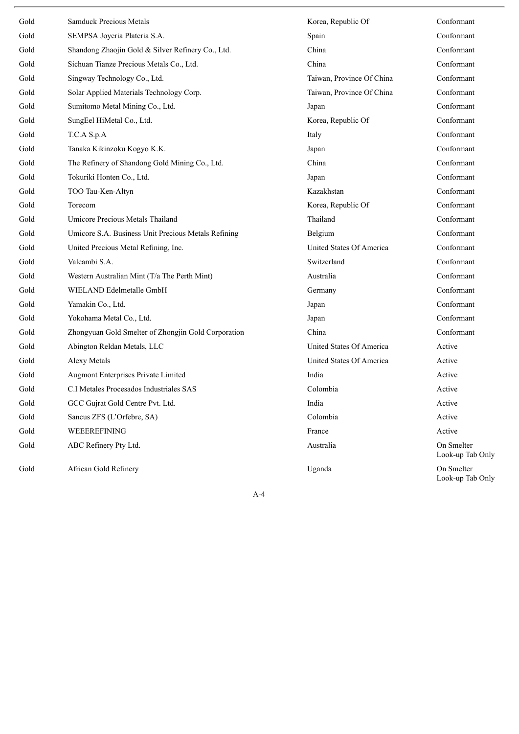| | | | |
|---|---|---|---|
| Gold | Samduck Precious Metals | Korea, Republic Of | Conformant |
| Gold | SEMPSA Joyeria Plateria S.A. | Spain | Conformant |
| Gold | Shandong Zhaojin Gold & Silver Refinery Co., Ltd. | China | Conformant |
| Gold | Sichuan Tianze Precious Metals Co., Ltd. | China | Conformant |
| Gold | Singway Technology Co., Ltd. | Taiwan, Province Of China | Conformant |
| Gold | Solar Applied Materials Technology Corp. | Taiwan, Province Of China | Conformant |
| Gold | Sumitomo Metal Mining Co., Ltd. | Japan | Conformant |
| Gold | SungEel HiMetal Co., Ltd. | Korea, Republic Of | Conformant |
| Gold | T.C.A S.p.A | Italy | Conformant |
| Gold | Tanaka Kikinzoku Kogyo K.K. | Japan | Conformant |
| Gold | The Refinery of Shandong Gold Mining Co., Ltd. | China | Conformant |
| Gold | Tokuriki Honten Co., Ltd. | Japan | Conformant |
| Gold | TOO Tau-Ken-Altyn | Kazakhstan | Conformant |
| Gold | Torecom | Korea, Republic Of | Conformant |
| Gold | Umicore Precious Metals Thailand | Thailand | Conformant |
| Gold | Umicore S.A. Business Unit Precious Metals Refining | Belgium | Conformant |
| Gold | United Precious Metal Refining, Inc. | United States Of America | Conformant |
| Gold | Valcambi S.A. | Switzerland | Conformant |
| Gold | Western Australian Mint (T/a The Perth Mint) | Australia | Conformant |
| Gold | WIELAND Edelmetalle GmbH | Germany | Conformant |
| Gold | Yamakin Co., Ltd. | Japan | Conformant |
| Gold | Yokohama Metal Co., Ltd. | Japan | Conformant |
| Gold | Zhongyuan Gold Smelter of Zhongjin Gold Corporation | China | Conformant |
| Gold | Abington Reldan Metals, LLC | United States Of America | Active |
| Gold | Alexy Metals | United States Of America | Active |
| Gold | Augmont Enterprises Private Limited | India | Active |
| Gold | C.I Metales Procesados Industriales SAS | Colombia | Active |
| Gold | GCC Gujrat Gold Centre Pvt. Ltd. | India | Active |
| Gold | Sancus ZFS (L'Orfebre, SA) | Colombia | Active |
| Gold | WEEEREFINING | France | Active |
| Gold | ABC Refinery Pty Ltd. | Australia | On Smelter Look-up Tab Only |
| Gold | African Gold Refinery | Uganda | On Smelter Look-up Tab Only |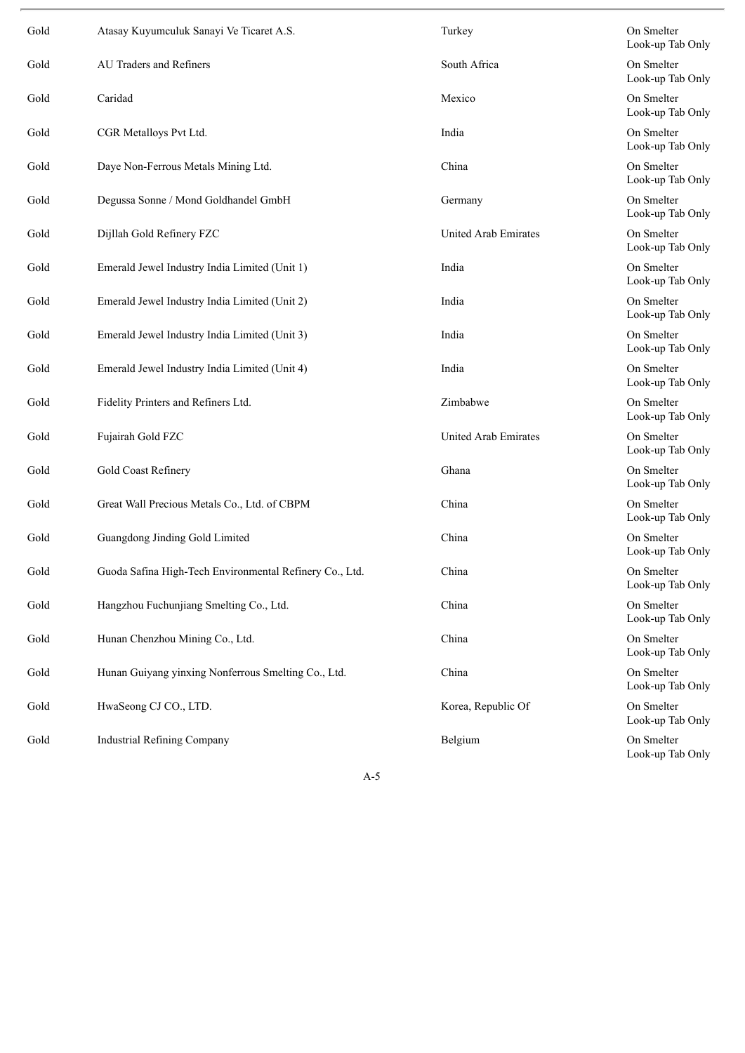| | | | |
|---|---|---|---|
| Gold | Atasay Kuyumculuk Sanayi Ve Ticaret A.S. | Turkey | On Smelter Look-up Tab Only |
| Gold | AU Traders and Refiners | South Africa | On Smelter Look-up Tab Only |
| Gold | Caridad | Mexico | On Smelter Look-up Tab Only |
| Gold | CGR Metalloys Pvt Ltd. | India | On Smelter Look-up Tab Only |
| Gold | Daye Non-Ferrous Metals Mining Ltd. | China | On Smelter Look-up Tab Only |
| Gold | Degussa Sonne / Mond Goldhandel GmbH | Germany | On Smelter Look-up Tab Only |
| Gold | Dijllah Gold Refinery FZC | United Arab Emirates | On Smelter Look-up Tab Only |
| Gold | Emerald Jewel Industry India Limited (Unit 1) | India | On Smelter Look-up Tab Only |
| Gold | Emerald Jewel Industry India Limited (Unit 2) | India | On Smelter Look-up Tab Only |
| Gold | Emerald Jewel Industry India Limited (Unit 3) | India | On Smelter Look-up Tab Only |
| Gold | Emerald Jewel Industry India Limited (Unit 4) | India | On Smelter Look-up Tab Only |
| Gold | Fidelity Printers and Refiners Ltd. | Zimbabwe | On Smelter Look-up Tab Only |
| Gold | Fujairah Gold FZC | United Arab Emirates | On Smelter Look-up Tab Only |
| Gold | Gold Coast Refinery | Ghana | On Smelter Look-up Tab Only |
| Gold | Great Wall Precious Metals Co., Ltd. of CBPM | China | On Smelter Look-up Tab Only |
| Gold | Guangdong Jinding Gold Limited | China | On Smelter Look-up Tab Only |
| Gold | Guoda Safina High-Tech Environmental Refinery Co., Ltd. | China | On Smelter Look-up Tab Only |
| Gold | Hangzhou Fuchunjiang Smelting Co., Ltd. | China | On Smelter Look-up Tab Only |
| Gold | Hunan Chenzhou Mining Co., Ltd. | China | On Smelter Look-up Tab Only |
| Gold | Hunan Guiyang yinxing Nonferrous Smelting Co., Ltd. | China | On Smelter Look-up Tab Only |
| Gold | HwaSeong CJ CO., LTD. | Korea, Republic Of | On Smelter Look-up Tab Only |
| Gold | Industrial Refining Company | Belgium | On Smelter Look-up Tab Only |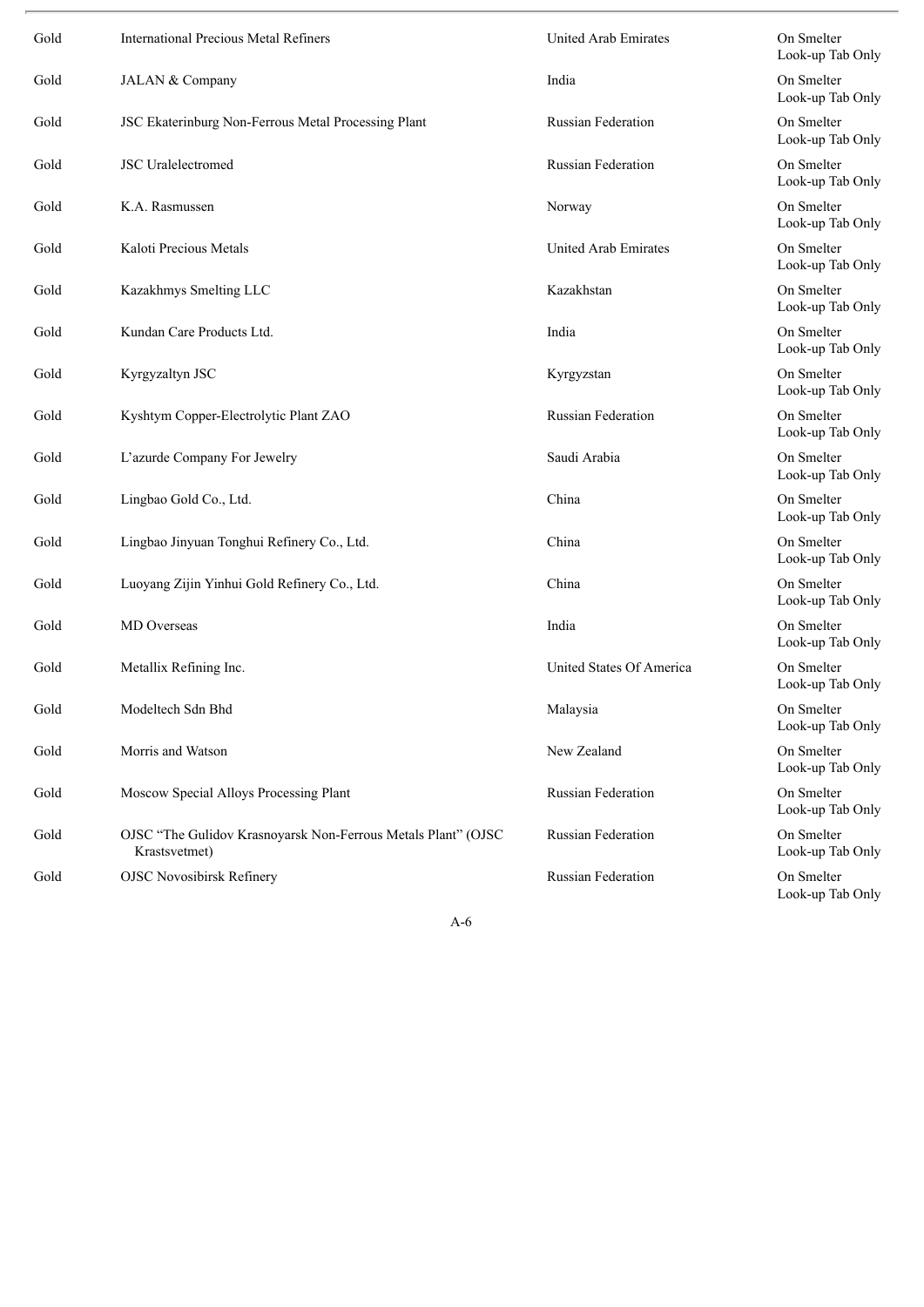| | | | |
|---|---|---|---|
| Gold | International Precious Metal Refiners | United Arab Emirates | On Smelter Look-up Tab Only |
| Gold | JALAN & Company | India | On Smelter Look-up Tab Only |
| Gold | JSC Ekaterinburg Non-Ferrous Metal Processing Plant | Russian Federation | On Smelter Look-up Tab Only |
| Gold | JSC Uralelectromed | Russian Federation | On Smelter Look-up Tab Only |
| Gold | K.A. Rasmussen | Norway | On Smelter Look-up Tab Only |
| Gold | Kaloti Precious Metals | United Arab Emirates | On Smelter Look-up Tab Only |
| Gold | Kazakhmys Smelting LLC | Kazakhstan | On Smelter Look-up Tab Only |
| Gold | Kundan Care Products Ltd. | India | On Smelter Look-up Tab Only |
| Gold | Kyrgyzaltyn JSC | Kyrgyzstan | On Smelter Look-up Tab Only |
| Gold | Kyshtym Copper-Electrolytic Plant ZAO | Russian Federation | On Smelter Look-up Tab Only |
| Gold | L'azurde Company For Jewelry | Saudi Arabia | On Smelter Look-up Tab Only |
| Gold | Lingbao Gold Co., Ltd. | China | On Smelter Look-up Tab Only |
| Gold | Lingbao Jinyuan Tonghui Refinery Co., Ltd. | China | On Smelter Look-up Tab Only |
| Gold | Luoyang Zijin Yinhui Gold Refinery Co., Ltd. | China | On Smelter Look-up Tab Only |
| Gold | MD Overseas | India | On Smelter Look-up Tab Only |
| Gold | Metallix Refining Inc. | United States Of America | On Smelter Look-up Tab Only |
| Gold | Modeltech Sdn Bhd | Malaysia | On Smelter Look-up Tab Only |
| Gold | Morris and Watson | New Zealand | On Smelter Look-up Tab Only |
| Gold | Moscow Special Alloys Processing Plant | Russian Federation | On Smelter Look-up Tab Only |
| Gold | OJSC "The Gulidov Krasnoyarsk Non-Ferrous Metals Plant" (OJSC Krastsvetmet) | Russian Federation | On Smelter Look-up Tab Only |
| Gold | OJSC Novosibirsk Refinery | Russian Federation | On Smelter Look-up Tab Only |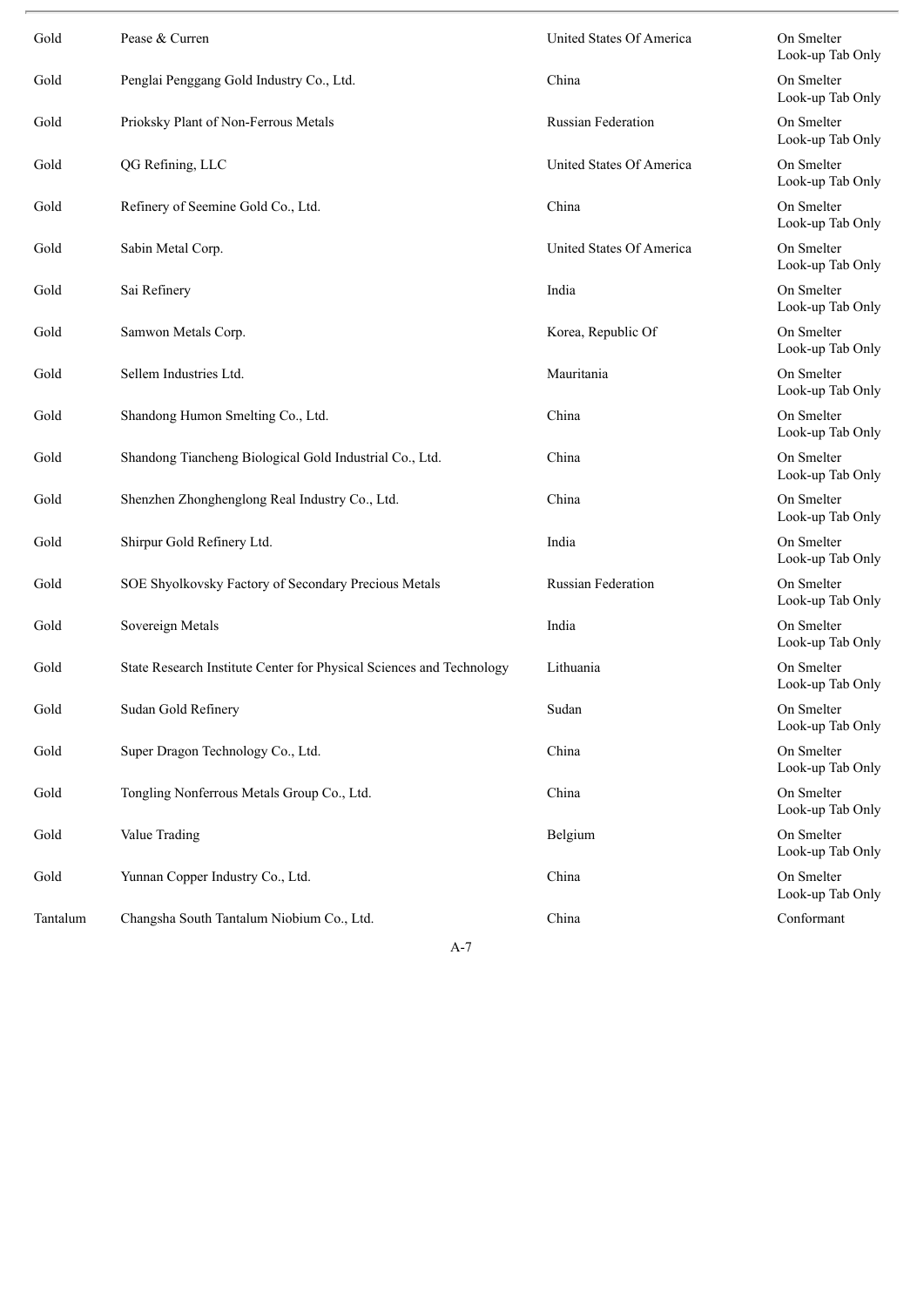| | | | |
|---|---|---|---|
| Gold | Pease & Curren | United States Of America | On Smelter Look-up Tab Only |
| Gold | Penglai Penggang Gold Industry Co., Ltd. | China | On Smelter Look-up Tab Only |
| Gold | Prioksky Plant of Non-Ferrous Metals | Russian Federation | On Smelter Look-up Tab Only |
| Gold | QG Refining, LLC | United States Of America | On Smelter Look-up Tab Only |
| Gold | Refinery of Seemine Gold Co., Ltd. | China | On Smelter Look-up Tab Only |
| Gold | Sabin Metal Corp. | United States Of America | On Smelter Look-up Tab Only |
| Gold | Sai Refinery | India | On Smelter Look-up Tab Only |
| Gold | Samwon Metals Corp. | Korea, Republic Of | On Smelter Look-up Tab Only |
| Gold | Sellem Industries Ltd. | Mauritania | On Smelter Look-up Tab Only |
| Gold | Shandong Humon Smelting Co., Ltd. | China | On Smelter Look-up Tab Only |
| Gold | Shandong Tiancheng Biological Gold Industrial Co., Ltd. | China | On Smelter Look-up Tab Only |
| Gold | Shenzhen Zhonghenglong Real Industry Co., Ltd. | China | On Smelter Look-up Tab Only |
| Gold | Shirpur Gold Refinery Ltd. | India | On Smelter Look-up Tab Only |
| Gold | SOE Shyolkovsky Factory of Secondary Precious Metals | Russian Federation | On Smelter Look-up Tab Only |
| Gold | Sovereign Metals | India | On Smelter Look-up Tab Only |
| Gold | State Research Institute Center for Physical Sciences and Technology | Lithuania | On Smelter Look-up Tab Only |
| Gold | Sudan Gold Refinery | Sudan | On Smelter Look-up Tab Only |
| Gold | Super Dragon Technology Co., Ltd. | China | On Smelter Look-up Tab Only |
| Gold | Tongling Nonferrous Metals Group Co., Ltd. | China | On Smelter Look-up Tab Only |
| Gold | Value Trading | Belgium | On Smelter Look-up Tab Only |
| Gold | Yunnan Copper Industry Co., Ltd. | China | On Smelter Look-up Tab Only |
| Tantalum | Changsha South Tantalum Niobium Co., Ltd. | China | Conformant |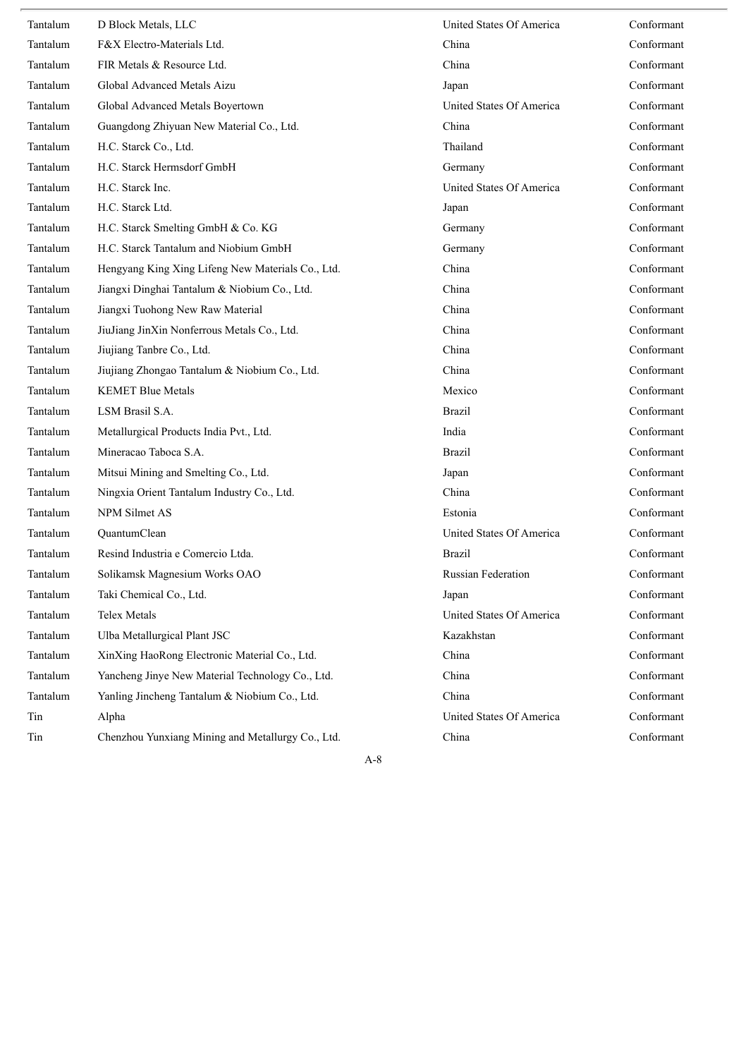| | | | |
|---|---|---|---|
| Tantalum | D Block Metals, LLC | United States Of America | Conformant |
| Tantalum | F&X Electro-Materials Ltd. | China | Conformant |
| Tantalum | FIR Metals & Resource Ltd. | China | Conformant |
| Tantalum | Global Advanced Metals Aizu | Japan | Conformant |
| Tantalum | Global Advanced Metals Boyertown | United States Of America | Conformant |
| Tantalum | Guangdong Zhiyuan New Material Co., Ltd. | China | Conformant |
| Tantalum | H.C. Starck Co., Ltd. | Thailand | Conformant |
| Tantalum | H.C. Starck Hermsdorf GmbH | Germany | Conformant |
| Tantalum | H.C. Starck Inc. | United States Of America | Conformant |
| Tantalum | H.C. Starck Ltd. | Japan | Conformant |
| Tantalum | H.C. Starck Smelting GmbH & Co. KG | Germany | Conformant |
| Tantalum | H.C. Starck Tantalum and Niobium GmbH | Germany | Conformant |
| Tantalum | Hengyang King Xing Lifeng New Materials Co., Ltd. | China | Conformant |
| Tantalum | Jiangxi Dinghai Tantalum & Niobium Co., Ltd. | China | Conformant |
| Tantalum | Jiangxi Tuohong New Raw Material | China | Conformant |
| Tantalum | JiuJiang JinXin Nonferrous Metals Co., Ltd. | China | Conformant |
| Tantalum | Jiujiang Tanbre Co., Ltd. | China | Conformant |
| Tantalum | Jiujiang Zhongao Tantalum & Niobium Co., Ltd. | China | Conformant |
| Tantalum | KEMET Blue Metals | Mexico | Conformant |
| Tantalum | LSM Brasil S.A. | Brazil | Conformant |
| Tantalum | Metallurgical Products India Pvt., Ltd. | India | Conformant |
| Tantalum | Mineracao Taboca S.A. | Brazil | Conformant |
| Tantalum | Mitsui Mining and Smelting Co., Ltd. | Japan | Conformant |
| Tantalum | Ningxia Orient Tantalum Industry Co., Ltd. | China | Conformant |
| Tantalum | NPM Silmet AS | Estonia | Conformant |
| Tantalum | QuantumClean | United States Of America | Conformant |
| Tantalum | Resind Industria e Comercio Ltda. | Brazil | Conformant |
| Tantalum | Solikamsk Magnesium Works OAO | Russian Federation | Conformant |
| Tantalum | Taki Chemical Co., Ltd. | Japan | Conformant |
| Tantalum | Telex Metals | United States Of America | Conformant |
| Tantalum | Ulba Metallurgical Plant JSC | Kazakhstan | Conformant |
| Tantalum | XinXing HaoRong Electronic Material Co., Ltd. | China | Conformant |
| Tantalum | Yancheng Jinye New Material Technology Co., Ltd. | China | Conformant |
| Tantalum | Yanling Jincheng Tantalum & Niobium Co., Ltd. | China | Conformant |
| Tin | Alpha | United States Of America | Conformant |
| Tin | Chenzhou Yunxiang Mining and Metallurgy Co., Ltd. | China | Conformant |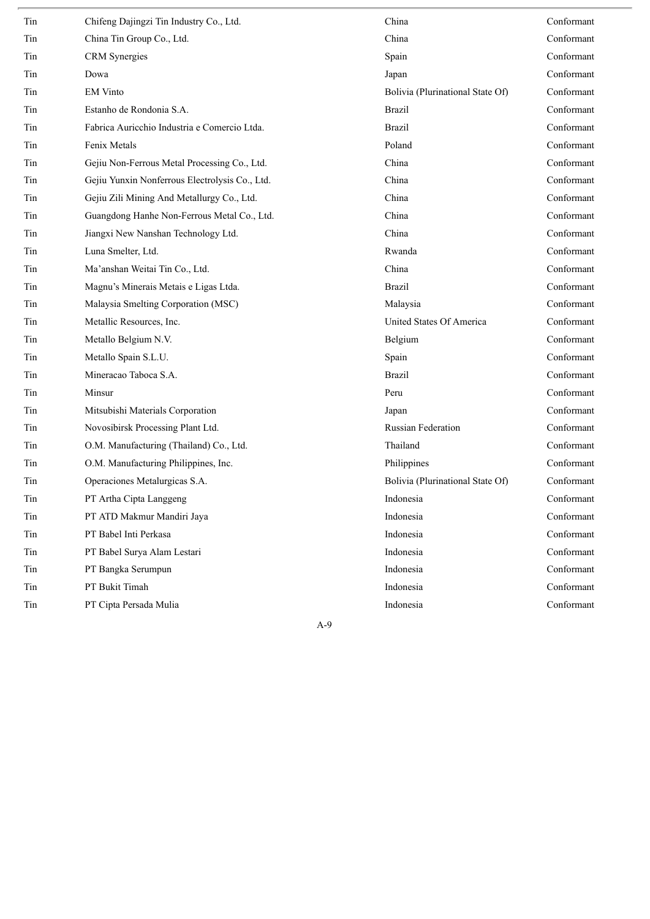| Tin | Chifeng Dajingzi Tin Industry Co., Ltd. | China | Conformant |
|---|---|---|---|
| Tin | China Tin Group Co., Ltd. | China | Conformant |
| Tin | CRM Synergies | Spain | Conformant |
| Tin | Dowa | Japan | Conformant |
| Tin | EM Vinto | Bolivia (Plurinational State Of) | Conformant |
| Tin | Estanho de Rondonia S.A. | Brazil | Conformant |
| Tin | Fabrica Auricchio Industria e Comercio Ltda. | Brazil | Conformant |
| Tin | Fenix Metals | Poland | Conformant |
| Tin | Gejiu Non-Ferrous Metal Processing Co., Ltd. | China | Conformant |
| Tin | Gejiu Yunxin Nonferrous Electrolysis Co., Ltd. | China | Conformant |
| Tin | Gejiu Zili Mining And Metallurgy Co., Ltd. | China | Conformant |
| Tin | Guangdong Hanhe Non-Ferrous Metal Co., Ltd. | China | Conformant |
| Tin | Jiangxi New Nanshan Technology Ltd. | China | Conformant |
| Tin | Luna Smelter, Ltd. | Rwanda | Conformant |
| Tin | Ma'anshan Weitai Tin Co., Ltd. | China | Conformant |
| Tin | Magnu's Minerais Metais e Ligas Ltda. | Brazil | Conformant |
| Tin | Malaysia Smelting Corporation (MSC) | Malaysia | Conformant |
| Tin | Metallic Resources, Inc. | United States Of America | Conformant |
| Tin | Metallo Belgium N.V. | Belgium | Conformant |
| Tin | Metallo Spain S.L.U. | Spain | Conformant |
| Tin | Mineracao Taboca S.A. | Brazil | Conformant |
| Tin | Minsur | Peru | Conformant |
| Tin | Mitsubishi Materials Corporation | Japan | Conformant |
| Tin | Novosibirsk Processing Plant Ltd. | Russian Federation | Conformant |
| Tin | O.M. Manufacturing (Thailand) Co., Ltd. | Thailand | Conformant |
| Tin | O.M. Manufacturing Philippines, Inc. | Philippines | Conformant |
| Tin | Operaciones Metalurgicas S.A. | Bolivia (Plurinational State Of) | Conformant |
| Tin | PT Artha Cipta Langgeng | Indonesia | Conformant |
| Tin | PT ATD Makmur Mandiri Jaya | Indonesia | Conformant |
| Tin | PT Babel Inti Perkasa | Indonesia | Conformant |
| Tin | PT Babel Surya Alam Lestari | Indonesia | Conformant |
| Tin | PT Bangka Serumpun | Indonesia | Conformant |
| Tin | PT Bukit Timah | Indonesia | Conformant |
| Tin | PT Cipta Persada Mulia | Indonesia | Conformant |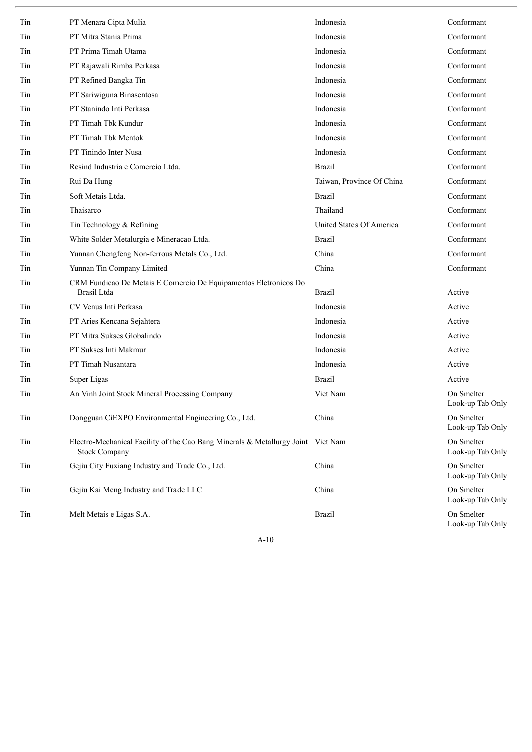| | | | |
|---|---|---|---|
| Tin | PT Menara Cipta Mulia | Indonesia | Conformant |
| Tin | PT Mitra Stania Prima | Indonesia | Conformant |
| Tin | PT Prima Timah Utama | Indonesia | Conformant |
| Tin | PT Rajawali Rimba Perkasa | Indonesia | Conformant |
| Tin | PT Refined Bangka Tin | Indonesia | Conformant |
| Tin | PT Sariwiguna Binasentosa | Indonesia | Conformant |
| Tin | PT Stanindo Inti Perkasa | Indonesia | Conformant |
| Tin | PT Timah Tbk Kundur | Indonesia | Conformant |
| Tin | PT Timah Tbk Mentok | Indonesia | Conformant |
| Tin | PT Tinindo Inter Nusa | Indonesia | Conformant |
| Tin | Resind Industria e Comercio Ltda. | Brazil | Conformant |
| Tin | Rui Da Hung | Taiwan, Province Of China | Conformant |
| Tin | Soft Metais Ltda. | Brazil | Conformant |
| Tin | Thaisarco | Thailand | Conformant |
| Tin | Tin Technology & Refining | United States Of America | Conformant |
| Tin | White Solder Metalurgia e Mineracao Ltda. | Brazil | Conformant |
| Tin | Yunnan Chengfeng Non-ferrous Metals Co., Ltd. | China | Conformant |
| Tin | Yunnan Tin Company Limited | China | Conformant |
| Tin | CRM Fundicao De Metais E Comercio De Equipamentos Eletronicos Do Brasil Ltda | Brazil | Active |
| Tin | CV Venus Inti Perkasa | Indonesia | Active |
| Tin | PT Aries Kencana Sejahtera | Indonesia | Active |
| Tin | PT Mitra Sukses Globalindo | Indonesia | Active |
| Tin | PT Sukses Inti Makmur | Indonesia | Active |
| Tin | PT Timah Nusantara | Indonesia | Active |
| Tin | Super Ligas | Brazil | Active |
| Tin | An Vinh Joint Stock Mineral Processing Company | Viet Nam | On Smelter Look-up Tab Only |
| Tin | Dongguan CiEXPO Environmental Engineering Co., Ltd. | China | On Smelter Look-up Tab Only |
| Tin | Electro-Mechanical Facility of the Cao Bang Minerals & Metallurgy Joint Stock Company | Viet Nam | On Smelter Look-up Tab Only |
| Tin | Gejiu City Fuxiang Industry and Trade Co., Ltd. | China | On Smelter Look-up Tab Only |
| Tin | Gejiu Kai Meng Industry and Trade LLC | China | On Smelter Look-up Tab Only |
| Tin | Melt Metais e Ligas S.A. | Brazil | On Smelter Look-up Tab Only |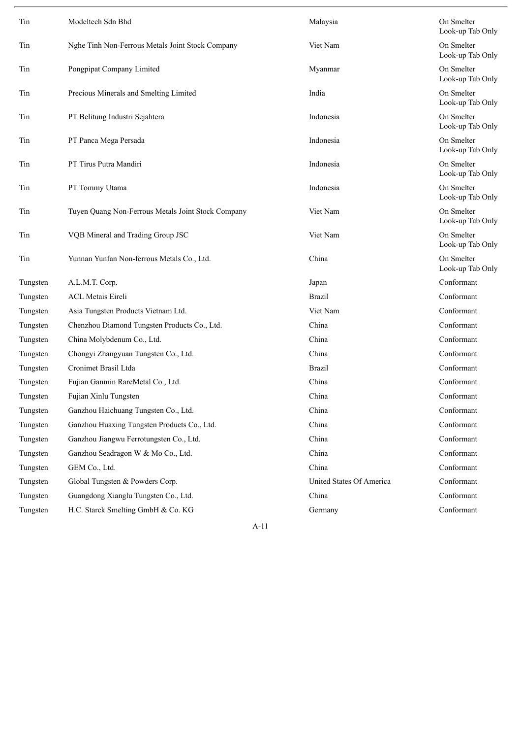| | | | |
|---|---|---|---|
| Tin | Modeltech Sdn Bhd | Malaysia | On Smelter Look-up Tab Only |
| Tin | Nghe Tinh Non-Ferrous Metals Joint Stock Company | Viet Nam | On Smelter Look-up Tab Only |
| Tin | Pongpipat Company Limited | Myanmar | On Smelter Look-up Tab Only |
| Tin | Precious Minerals and Smelting Limited | India | On Smelter Look-up Tab Only |
| Tin | PT Belitung Industri Sejahtera | Indonesia | On Smelter Look-up Tab Only |
| Tin | PT Panca Mega Persada | Indonesia | On Smelter Look-up Tab Only |
| Tin | PT Tirus Putra Mandiri | Indonesia | On Smelter Look-up Tab Only |
| Tin | PT Tommy Utama | Indonesia | On Smelter Look-up Tab Only |
| Tin | Tuyen Quang Non-Ferrous Metals Joint Stock Company | Viet Nam | On Smelter Look-up Tab Only |
| Tin | VQB Mineral and Trading Group JSC | Viet Nam | On Smelter Look-up Tab Only |
| Tin | Yunnan Yunfan Non-ferrous Metals Co., Ltd. | China | On Smelter Look-up Tab Only |
| Tungsten | A.L.M.T. Corp. | Japan | Conformant |
| Tungsten | ACL Metais Eireli | Brazil | Conformant |
| Tungsten | Asia Tungsten Products Vietnam Ltd. | Viet Nam | Conformant |
| Tungsten | Chenzhou Diamond Tungsten Products Co., Ltd. | China | Conformant |
| Tungsten | China Molybdenum Co., Ltd. | China | Conformant |
| Tungsten | Chongyi Zhangyuan Tungsten Co., Ltd. | China | Conformant |
| Tungsten | Cronimet Brasil Ltda | Brazil | Conformant |
| Tungsten | Fujian Ganmin RareMetal Co., Ltd. | China | Conformant |
| Tungsten | Fujian Xinlu Tungsten | China | Conformant |
| Tungsten | Ganzhou Haichuang Tungsten Co., Ltd. | China | Conformant |
| Tungsten | Ganzhou Huaxing Tungsten Products Co., Ltd. | China | Conformant |
| Tungsten | Ganzhou Jiangwu Ferrotungsten Co., Ltd. | China | Conformant |
| Tungsten | Ganzhou Seadragon W & Mo Co., Ltd. | China | Conformant |
| Tungsten | GEM Co., Ltd. | China | Conformant |
| Tungsten | Global Tungsten & Powders Corp. | United States Of America | Conformant |
| Tungsten | Guangdong Xianglu Tungsten Co., Ltd. | China | Conformant |
| Tungsten | H.C. Starck Smelting GmbH & Co. KG | Germany | Conformant |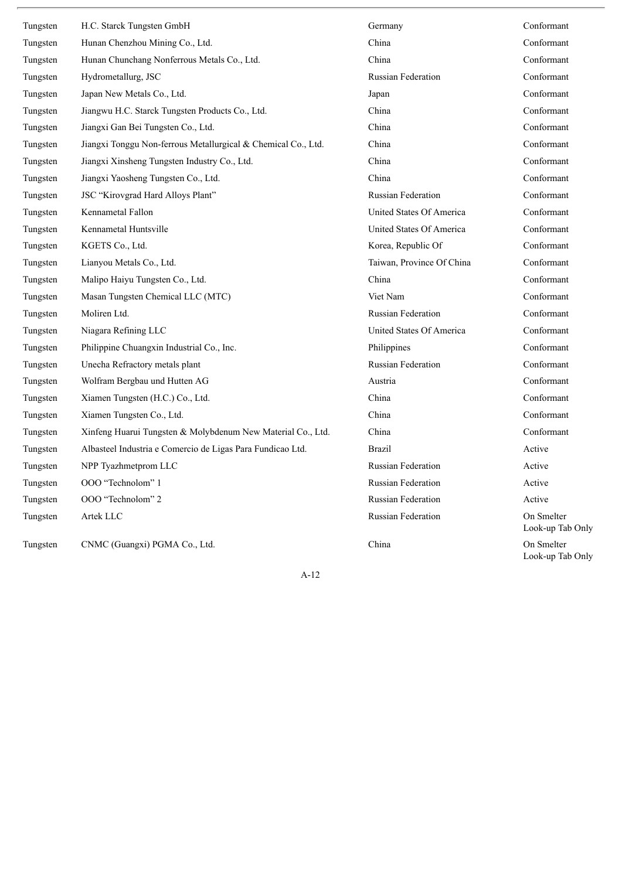| | | | |
|---|---|---|---|
| Tungsten | H.C. Starck Tungsten GmbH | Germany | Conformant |
| Tungsten | Hunan Chenzhou Mining Co., Ltd. | China | Conformant |
| Tungsten | Hunan Chunchang Nonferrous Metals Co., Ltd. | China | Conformant |
| Tungsten | Hydrometallurg, JSC | Russian Federation | Conformant |
| Tungsten | Japan New Metals Co., Ltd. | Japan | Conformant |
| Tungsten | Jiangwu H.C. Starck Tungsten Products Co., Ltd. | China | Conformant |
| Tungsten | Jiangxi Gan Bei Tungsten Co., Ltd. | China | Conformant |
| Tungsten | Jiangxi Tonggu Non-ferrous Metallurgical & Chemical Co., Ltd. | China | Conformant |
| Tungsten | Jiangxi Xinsheng Tungsten Industry Co., Ltd. | China | Conformant |
| Tungsten | Jiangxi Yaosheng Tungsten Co., Ltd. | China | Conformant |
| Tungsten | JSC "Kirovgrad Hard Alloys Plant" | Russian Federation | Conformant |
| Tungsten | Kennametal Fallon | United States Of America | Conformant |
| Tungsten | Kennametal Huntsville | United States Of America | Conformant |
| Tungsten | KGETS Co., Ltd. | Korea, Republic Of | Conformant |
| Tungsten | Lianyou Metals Co., Ltd. | Taiwan, Province Of China | Conformant |
| Tungsten | Malipo Haiyu Tungsten Co., Ltd. | China | Conformant |
| Tungsten | Masan Tungsten Chemical LLC (MTC) | Viet Nam | Conformant |
| Tungsten | Moliren Ltd. | Russian Federation | Conformant |
| Tungsten | Niagara Refining LLC | United States Of America | Conformant |
| Tungsten | Philippine Chuangxin Industrial Co., Inc. | Philippines | Conformant |
| Tungsten | Unecha Refractory metals plant | Russian Federation | Conformant |
| Tungsten | Wolfram Bergbau und Hutten AG | Austria | Conformant |
| Tungsten | Xiamen Tungsten (H.C.) Co., Ltd. | China | Conformant |
| Tungsten | Xiamen Tungsten Co., Ltd. | China | Conformant |
| Tungsten | Xinfeng Huarui Tungsten & Molybdenum New Material Co., Ltd. | China | Conformant |
| Tungsten | Albasteel Industria e Comercio de Ligas Para Fundicao Ltd. | Brazil | Active |
| Tungsten | NPP Tyazhmetprom LLC | Russian Federation | Active |
| Tungsten | OOO "Technolom" 1 | Russian Federation | Active |
| Tungsten | OOO "Technolom" 2 | Russian Federation | Active |
| Tungsten | Artek LLC | Russian Federation | On Smelter Look-up Tab Only |
| Tungsten | CNMC (Guangxi) PGMA Co., Ltd. | China | On Smelter Look-up Tab Only |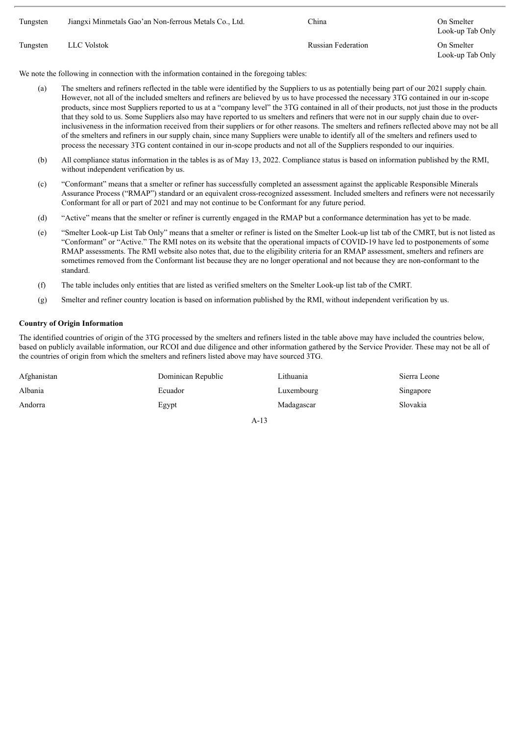| | | | |
|---|---|---|---|
| Tungsten | Jiangxi Minmetals Gao'an Non-ferrous Metals Co., Ltd. | China | On Smelter Look-up Tab Only |
| Tungsten | LLC Volstok | Russian Federation | On Smelter Look-up Tab Only |

We note the following in connection with the information contained in the foregoing tables:

(a) The smelters and refiners reflected in the table were identified by the Suppliers to us as potentially being part of our 2021 supply chain. However, not all of the included smelters and refiners are believed by us to have processed the necessary 3TG contained in our in-scope products, since most Suppliers reported to us at a "company level" the 3TG contained in all of their products, not just those in the products that they sold to us. Some Suppliers also may have reported to us smelters and refiners that were not in our supply chain due to over-inclusiveness in the information received from their suppliers or for other reasons. The smelters and refiners reflected above may not be all of the smelters and refiners in our supply chain, since many Suppliers were unable to identify all of the smelters and refiners used to process the necessary 3TG content contained in our in-scope products and not all of the Suppliers responded to our inquiries.

(b) All compliance status information in the tables is as of May 13, 2022. Compliance status is based on information published by the RMI, without independent verification by us.

(c) "Conformant" means that a smelter or refiner has successfully completed an assessment against the applicable Responsible Minerals Assurance Process ("RMAP") standard or an equivalent cross-recognized assessment. Included smelters and refiners were not necessarily Conformant for all or part of 2021 and may not continue to be Conformant for any future period.

(d) "Active" means that the smelter or refiner is currently engaged in the RMAP but a conformance determination has yet to be made.

(e) "Smelter Look-up List Tab Only" means that a smelter or refiner is listed on the Smelter Look-up list tab of the CMRT, but is not listed as "Conformant" or "Active." The RMI notes on its website that the operational impacts of COVID-19 have led to postponements of some RMAP assessments. The RMI website also notes that, due to the eligibility criteria for an RMAP assessment, smelters and refiners are sometimes removed from the Conformant list because they are no longer operational and not because they are non-conformant to the standard.

(f) The table includes only entities that are listed as verified smelters on the Smelter Look-up list tab of the CMRT.

(g) Smelter and refiner country location is based on information published by the RMI, without independent verification by us.

**Country of Origin Information**

The identified countries of origin of the 3TG processed by the smelters and refiners listed in the table above may have included the countries below, based on publicly available information, our RCOI and due diligence and other information gathered by the Service Provider. These may not be all of the countries of origin from which the smelters and refiners listed above may have sourced 3TG.

| | | | |
|---|---|---|---|
| Afghanistan | Dominican Republic | Lithuania | Sierra Leone |
| Albania | Ecuador | Luxembourg | Singapore |
| Andorra | Egypt | Madagascar | Slovakia |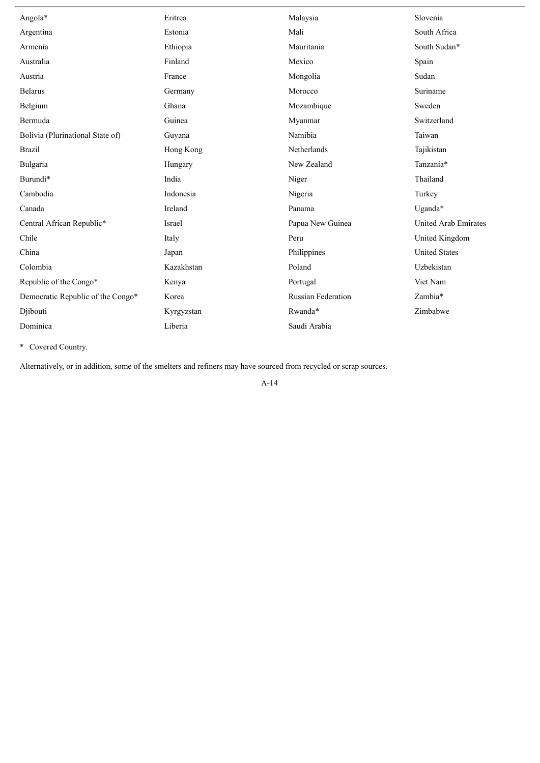| | | | |
|---|---|---|---|
| Angola* | Eritrea | Malaysia | Slovenia |
| Argentina | Estonia | Mali | South Africa |
| Armenia | Ethiopia | Mauritania | South Sudan* |
| Australia | Finland | Mexico | Spain |
| Austria | France | Mongolia | Sudan |
| Belarus | Germany | Morocco | Suriname |
| Belgium | Ghana | Mozambique | Sweden |
| Bermuda | Guinea | Myanmar | Switzerland |
| Bolivia (Plurinational State of) | Guyana | Namibia | Taiwan |
| Brazil | Hong Kong | Netherlands | Tajikistan |
| Bulgaria | Hungary | New Zealand | Tanzania* |
| Burundi* | India | Niger | Thailand |
| Cambodia | Indonesia | Nigeria | Turkey |
| Canada | Ireland | Panama | Uganda* |
| Central African Republic* | Israel | Papua New Guinea | United Arab Emirates |
| Chile | Italy | Peru | United Kingdom |
| China | Japan | Philippines | United States |
| Colombia | Kazakhstan | Poland | Uzbekistan |
| Republic of the Congo* | Kenya | Portugal | Viet Nam |
| Democratic Republic of the Congo* | Korea | Russian Federation | Zambia* |
| Djibouti | Kyrgyzstan | Rwanda* | Zimbabwe |
| Dominica | Liberia | Saudi Arabia | |

\* Covered Country.

Alternatively, or in addition, some of the smelters and refiners may have sourced from recycled or scrap sources.